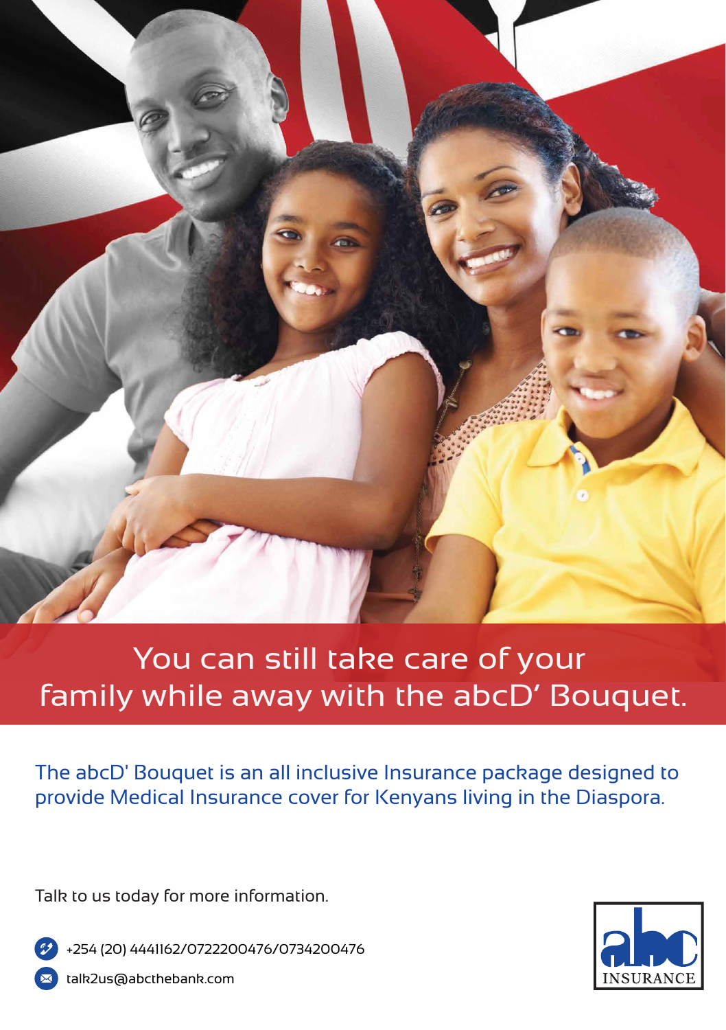# You can still take care of your family while away with the abcD' Bouquet.

The abcD' Bouquet is an all inclusive Insurance package designed to provide Medical Insurance cover for Kenyans living in the Diaspora.

Talk to us today for more information.

+254 (20) 4441162/0722200476/0734200476

talk2us@abcthebank.com

abc INSURANCE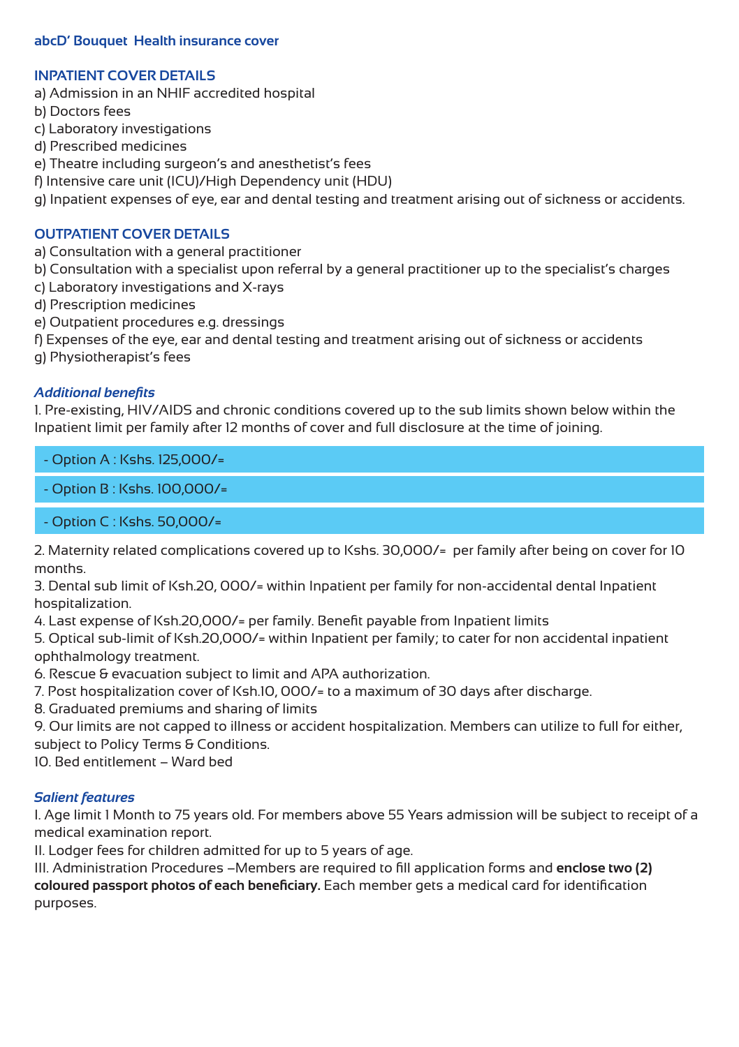## abcD' Bouquet Health insurance cover

### INPATIENT COVER DETAILS

a) Admission in an NHIF accredited hospital
b) Doctors fees
c) Laboratory investigations
d) Prescribed medicines
e) Theatre including surgeon's and anesthetist's fees
f) Intensive care unit (ICU)/High Dependency unit (HDU)
g) Inpatient expenses of eye, ear and dental testing and treatment arising out of sickness or accidents.

### OUTPATIENT COVER DETAILS

a) Consultation with a general practitioner
b) Consultation with a specialist upon referral by a general practitioner up to the specialist's charges
c) Laboratory investigations and X-rays
d) Prescription medicines
e) Outpatient procedures e.g. dressings
f) Expenses of the eye, ear and dental testing and treatment arising out of sickness or accidents
g) Physiotherapist's fees

### *Additional benefits*

1. Pre-existing, HIV/AIDS and chronic conditions covered up to the sub limits shown below within the Inpatient limit per family after 12 months of cover and full disclosure at the time of joining.

- Option A : Kshs. 125,000/=
- Option B : Kshs. 100,000/=
- Option C : Kshs. 50,000/=

2. Maternity related complications covered up to Kshs. 30,000/= per family after being on cover for 10 months.
3. Dental sub limit of Ksh.20, 000/= within Inpatient per family for non-accidental dental Inpatient hospitalization.
4. Last expense of Ksh.20,000/= per family. Benefit payable from Inpatient limits
5. Optical sub-limit of Ksh.20,000/= within Inpatient per family; to cater for non accidental inpatient ophthalmology treatment.
6. Rescue & evacuation subject to limit and APA authorization.
7. Post hospitalization cover of Ksh.10, 000/= to a maximum of 30 days after discharge.
8. Graduated premiums and sharing of limits
9. Our limits are not capped to illness or accident hospitalization. Members can utilize to full for either, subject to Policy Terms & Conditions.
10. Bed entitlement – Ward bed

### *Salient features*

I. Age limit 1 Month to 75 years old. For members above 55 Years admission will be subject to receipt of a medical examination report.
II. Lodger fees for children admitted for up to 5 years of age.
III. Administration Procedures –Members are required to fill application forms and **enclose two (2) coloured passport photos of each beneficiary.** Each member gets a medical card for identification purposes.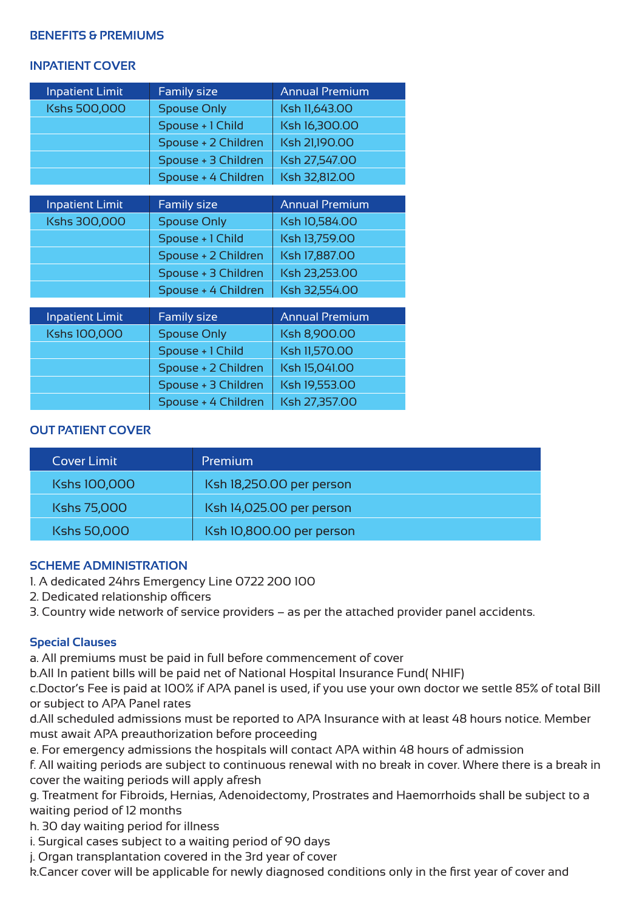## BENEFITS & PREMIUMS

### INPATIENT COVER

| Inpatient Limit | Family size | Annual Premium |
|---|---|---|
| Kshs 500,000 | Spouse Only | Ksh 11,643.00 |
| | Spouse + 1 Child | Ksh 16,300.00 |
| | Spouse + 2 Children | Ksh 21,190.00 |
| | Spouse + 3 Children | Ksh 27,547.00 |
| | Spouse + 4 Children | Ksh 32,812.00 |

| Inpatient Limit | Family size | Annual Premium |
|---|---|---|
| Kshs 300,000 | Spouse Only | Ksh 10,584.00 |
| | Spouse + 1 Child | Ksh 13,759.00 |
| | Spouse + 2 Children | Ksh 17,887.00 |
| | Spouse + 3 Children | Ksh 23,253.00 |
| | Spouse + 4 Children | Ksh 32,554.00 |

| Inpatient Limit | Family size | Annual Premium |
|---|---|---|
| Kshs 100,000 | Spouse Only | Ksh 8,900.00 |
| | Spouse + 1 Child | Ksh 11,570.00 |
| | Spouse + 2 Children | Ksh 15,041.00 |
| | Spouse + 3 Children | Ksh 19,553.00 |
| | Spouse + 4 Children | Ksh 27,357.00 |

### OUT PATIENT COVER

| Cover Limit | Premium |
|---|---|
| Kshs 100,000 | Ksh 18,250.00 per person |
| Kshs 75,000 | Ksh 14,025.00 per person |
| Kshs 50,000 | Ksh 10,800.00 per person |

### SCHEME ADMINISTRATION

1. A dedicated 24hrs Emergency Line 0722 200 100
2. Dedicated relationship officers
3. Country wide network of service providers – as per the attached provider panel accidents.

### Special Clauses

a. All premiums must be paid in full before commencement of cover
b.All In patient bills will be paid net of National Hospital Insurance Fund( NHIF)
c.Doctor's Fee is paid at 100% if APA panel is used, if you use your own doctor we settle 85% of total Bill or subject to APA Panel rates
d.All scheduled admissions must be reported to APA Insurance with at least 48 hours notice. Member must await APA preauthorization before proceeding
e. For emergency admissions the hospitals will contact APA within 48 hours of admission
f. All waiting periods are subject to continuous renewal with no break in cover. Where there is a break in cover the waiting periods will apply afresh
g. Treatment for Fibroids, Hernias, Adenoidectomy, Prostrates and Haemorrhoids shall be subject to a waiting period of 12 months
h. 30 day waiting period for illness
i. Surgical cases subject to a waiting period of 90 days
j. Organ transplantation covered in the 3rd year of cover
k.Cancer cover will be applicable for newly diagnosed conditions only in the first year of cover and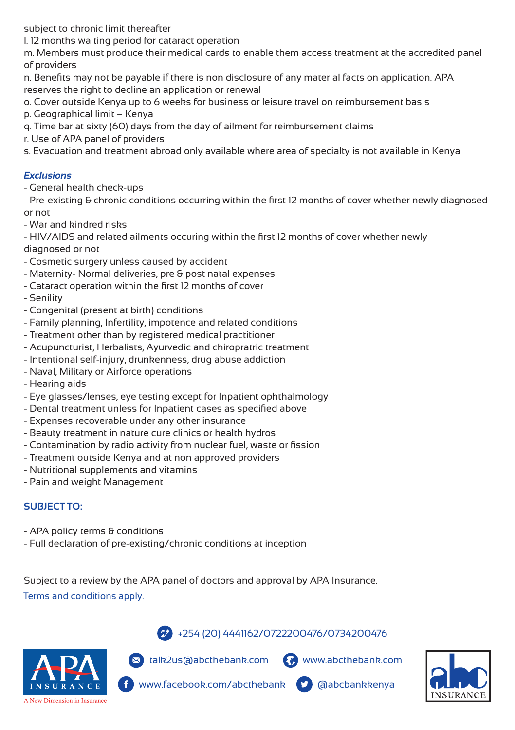subject to chronic limit thereafter

l. 12 months waiting period for cataract operation

m. Members must produce their medical cards to enable them access treatment at the accredited panel of providers

n. Benefits may not be payable if there is non disclosure of any material facts on application. APA reserves the right to decline an application or renewal

o. Cover outside Kenya up to 6 weeks for business or leisure travel on reimbursement basis

p. Geographical limit – Kenya

q. Time bar at sixty (60) days from the day of ailment for reimbursement claims

r. Use of APA panel of providers

s. Evacuation and treatment abroad only available where area of specialty is not available in Kenya

### *Exclusions*

- General health check-ups
- Pre-existing & chronic conditions occurring within the first 12 months of cover whether newly diagnosed or not
- War and kindred risks
- HIV/AIDS and related ailments occuring within the first 12 months of cover whether newly diagnosed or not
- Cosmetic surgery unless caused by accident
- Maternity- Normal deliveries, pre & post natal expenses
- Cataract operation within the first 12 months of cover
- Senility
- Congenital (present at birth) conditions
- Family planning, Infertility, impotence and related conditions
- Treatment other than by registered medical practitioner
- Acupuncturist, Herbalists, Ayurvedic and chiropratric treatment
- Intentional self-injury, drunkenness, drug abuse addiction
- Naval, Military or Airforce operations
- Hearing aids
- Eye glasses/lenses, eye testing except for Inpatient ophthalmology
- Dental treatment unless for Inpatient cases as specified above
- Expenses recoverable under any other insurance
- Beauty treatment in nature cure clinics or health hydros
- Contamination by radio activity from nuclear fuel, waste or fission
- Treatment outside Kenya and at non approved providers
- Nutritional supplements and vitamins
- Pain and weight Management

### SUBJECT TO:

- APA policy terms & conditions
- Full declaration of pre-existing/chronic conditions at inception

Subject to a review by the APA panel of doctors and approval by APA Insurance.

Terms and conditions apply.

+254 (20) 4441162/0722200476/0734200476

talk2us@abcthebank.com www.abcthebank.com

www.facebook.com/abcthebank @abcbankkenya

APA INSURANCE
A New Dimension in Insurance

abc INSURANCE